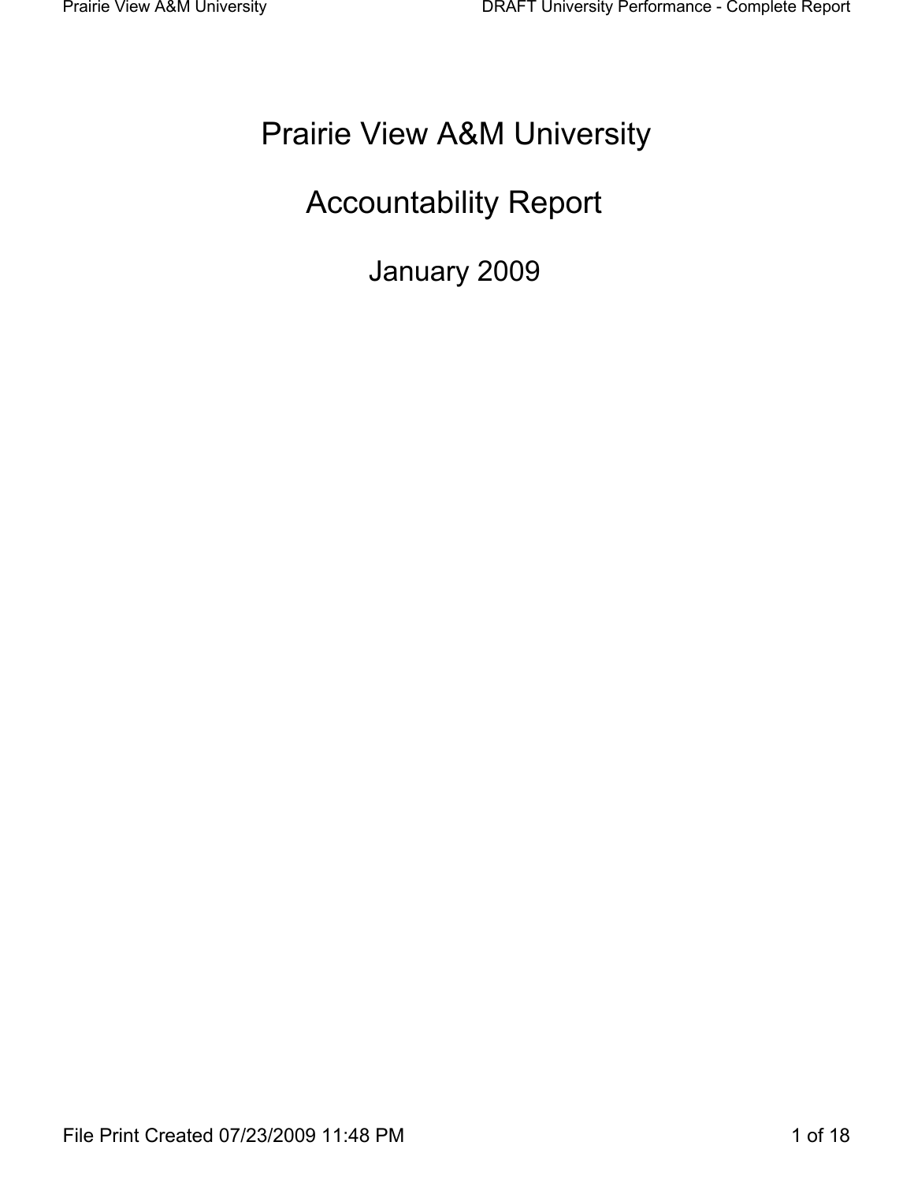# Prairie View A&M University

# Accountability Report

## January 2009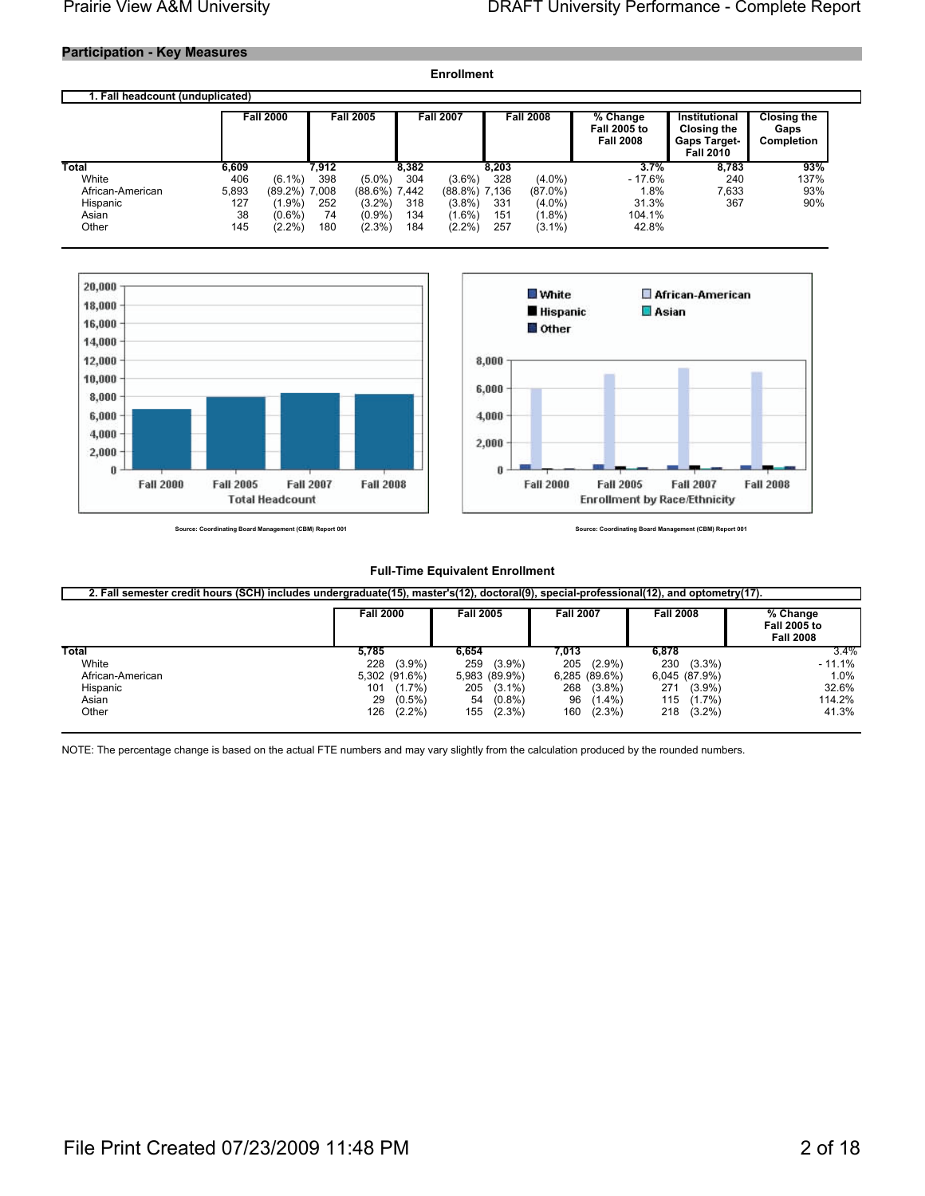## Participation - Key Measures

### Enrollment

**1. Fall headcount (unduplicated)**

| | Fall 2000 | | Fall 2005 | | Fall 2007 | | Fall 2008 | | % Change Fall 2005 to Fall 2008 | Institutional Closing the Gaps Target- Fall 2010 | Closing the Gaps Completion |
|---|---|---|---|---|---|---|---|---|---|---|---|
| **Total** | **6,609** | | **7,912** | | **8,382** | | **8,203** | | **3.7%** | **8,783** | **93%** |
| White | 406 | (6.1%) | 398 | (5.0%) | 304 | (3.6%) | 328 | (4.0%) | - 17.6% | 240 | 137% |
| African-American | 5,893 | (89.2%) | 7,008 | (88.6%) | 7,442 | (88.8%) | 7,136 | (87.0%) | 1.8% | 7,633 | 93% |
| Hispanic | 127 | (1.9%) | 252 | (3.2%) | 318 | (3.8%) | 331 | (4.0%) | 31.3% | 367 | 90% |
| Asian | 38 | (0.6%) | 74 | (0.9%) | 134 | (1.6%) | 151 | (1.8%) | 104.1% | | |
| Other | 145 | (2.2%) | 180 | (2.3%) | 184 | (2.2%) | 257 | (3.1%) | 42.8% | | |

Source: Coordinating Board Management (CBM) Report 001

Source: Coordinating Board Management (CBM) Report 001

### Full-Time Equivalent Enrollment

**2. Fall semester credit hours (SCH) includes undergraduate(15), master's(12), doctoral(9), special-professional(12), and optometry(17).**

| | Fall 2000 | | Fall 2005 | | Fall 2007 | | Fall 2008 | | % Change Fall 2005 to Fall 2008 |
|---|---|---|---|---|---|---|---|---|---|
| **Total** | **5,785** | | **6,654** | | **7,013** | | **6,878** | | 3.4% |
| White | 228 | (3.9%) | 259 | (3.9%) | 205 | (2.9%) | 230 | (3.3%) | - 11.1% |
| African-American | 5,302 | (91.6%) | 5,983 | (89.9%) | 6,285 | (89.6%) | 6,045 | (87.9%) | 1.0% |
| Hispanic | 101 | (1.7%) | 205 | (3.1%) | 268 | (3.8%) | 271 | (3.9%) | 32.6% |
| Asian | 29 | (0.5%) | 54 | (0.8%) | 96 | (1.4%) | 115 | (1.7%) | 114.2% |
| Other | 126 | (2.2%) | 155 | (2.3%) | 160 | (2.3%) | 218 | (3.2%) | 41.3% |

NOTE: The percentage change is based on the actual FTE numbers and may vary slightly from the calculation produced by the rounded numbers.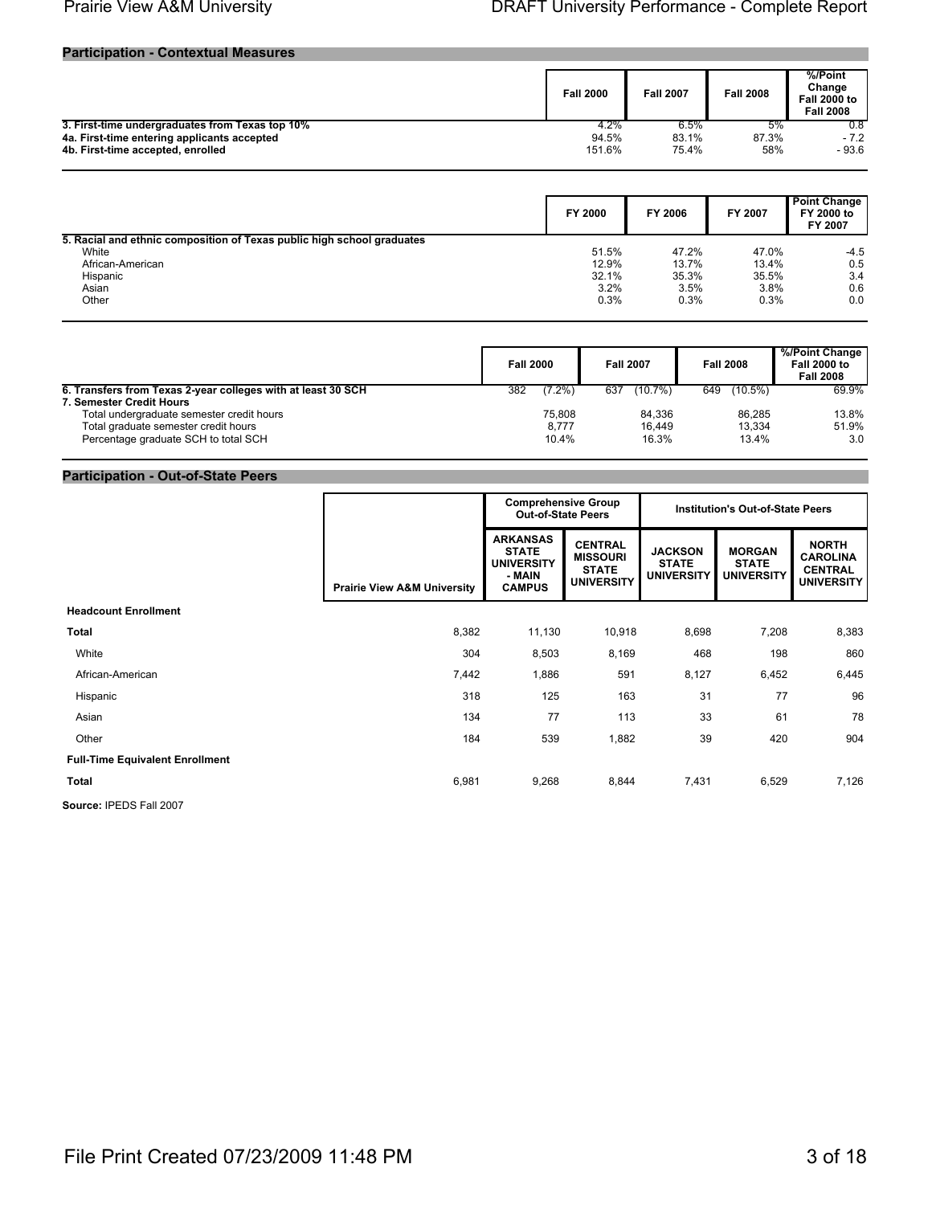## Participation - Contextual Measures

| | Fall 2000 | Fall 2007 | Fall 2008 | %/Point Change Fall 2000 to Fall 2008 |
|---|---|---|---|---|
| **3. First-time undergraduates from Texas top 10%** | 4.2% | 6.5% | 5% | 0.8 |
| **4a. First-time entering applicants accepted** | 94.5% | 83.1% | 87.3% | - 7.2 |
| **4b. First-time accepted, enrolled** | 151.6% | 75.4% | 58% | - 93.6 |

| | FY 2000 | FY 2006 | FY 2007 | Point Change FY 2000 to FY 2007 |
|---|---|---|---|---|
| **5. Racial and ethnic composition of Texas public high school graduates** | | | | |
| White | 51.5% | 47.2% | 47.0% | -4.5 |
| African-American | 12.9% | 13.7% | 13.4% | 0.5 |
| Hispanic | 32.1% | 35.3% | 35.5% | 3.4 |
| Asian | 3.2% | 3.5% | 3.8% | 0.6 |
| Other | 0.3% | 0.3% | 0.3% | 0.0 |

| | Fall 2000 | | Fall 2007 | | Fall 2008 | | %/Point Change Fall 2000 to Fall 2008 |
|---|---|---|---|---|---|---|---|
| **6. Transfers from Texas 2-year colleges with at least 30 SCH** | 382 | (7.2%) | 637 | (10.7%) | 649 | (10.5%) | 69.9% |
| **7. Semester Credit Hours** | | | | | | | |
| Total undergraduate semester credit hours | 75,808 | | 84,336 | | 86,285 | | 13.8% |
| Total graduate semester credit hours | 8,777 | | 16,449 | | 13,334 | | 51.9% |
| Percentage graduate SCH to total SCH | 10.4% | | 16.3% | | 13.4% | | 3.0 |

## Participation - Out-of-State Peers

| | | Comprehensive Group Out-of-State Peers | | Institution's Out-of-State Peers | | |
|---|---|---|---|---|---|---|
| | Prairie View A&M University | ARKANSAS STATE UNIVERSITY - MAIN CAMPUS | CENTRAL MISSOURI STATE UNIVERSITY | JACKSON STATE UNIVERSITY | MORGAN STATE UNIVERSITY | NORTH CAROLINA CENTRAL UNIVERSITY |
| **Headcount Enrollment** | | | | | | |
| **Total** | 8,382 | 11,130 | 10,918 | 8,698 | 7,208 | 8,383 |
| White | 304 | 8,503 | 8,169 | 468 | 198 | 860 |
| African-American | 7,442 | 1,886 | 591 | 8,127 | 6,452 | 6,445 |
| Hispanic | 318 | 125 | 163 | 31 | 77 | 96 |
| Asian | 134 | 77 | 113 | 33 | 61 | 78 |
| Other | 184 | 539 | 1,882 | 39 | 420 | 904 |
| **Full-Time Equivalent Enrollment** | | | | | | |
| **Total** | 6,981 | 9,268 | 8,844 | 7,431 | 6,529 | 7,126 |

**Source:** IPEDS Fall 2007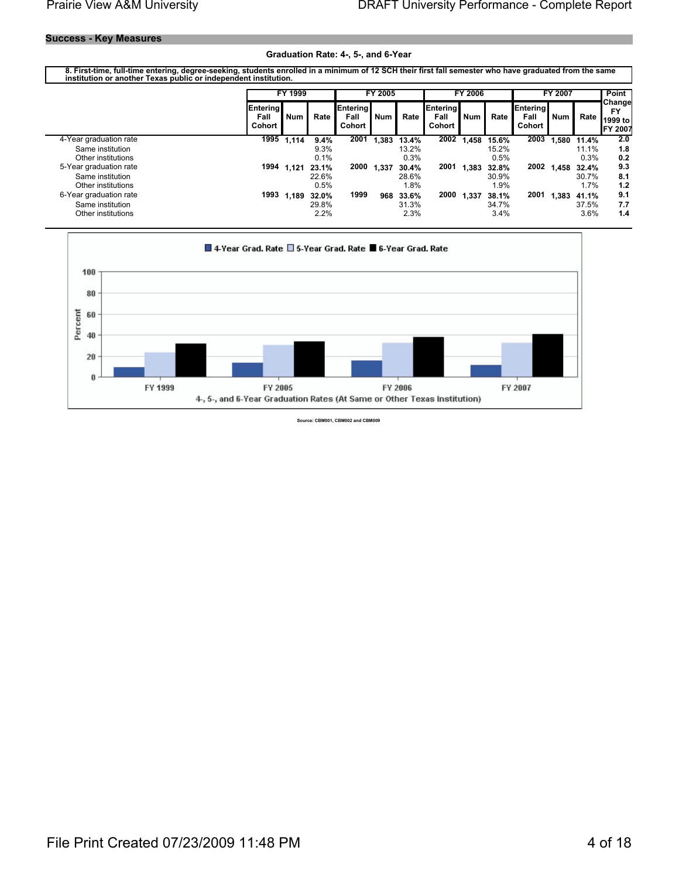## Success - Key Measures

### Graduation Rate: 4-, 5-, and 6-Year

**8. First-time, full-time entering, degree-seeking, students enrolled in a minimum of 12 SCH their first fall semester who have graduated from the same institution or another Texas public or independent institution.**

| | FY 1999 | | | FY 2005 | | | FY 2006 | | | FY 2007 | | | Point Change FY 1999 to FY 2007 |
|---|---|---|---|---|---|---|---|---|---|---|---|---|---|
| | Entering Fall Cohort | Num | Rate | Entering Fall Cohort | Num | Rate | Entering Fall Cohort | Num | Rate | Entering Fall Cohort | Num | Rate | |
| 4-Year graduation rate | **1995** | **1,114** | **9.4%** | **2001** | **1,383** | **13.4%** | **2002** | **1,458** | **15.6%** | **2003** | **1,580** | **11.4%** | **2.0** |
| Same institution | | | 9.3% | | | 13.2% | | | 15.2% | | | 11.1% | **1.8** |
| Other institutions | | | 0.1% | | | 0.3% | | | 0.5% | | | 0.3% | **0.2** |
| 5-Year graduation rate | **1994** | **1,121** | **23.1%** | **2000** | **1,337** | **30.4%** | **2001** | **1,383** | **32.8%** | **2002** | **1,458** | **32.4%** | **9.3** |
| Same institution | | | 22.6% | | | 28.6% | | | 30.9% | | | 30.7% | **8.1** |
| Other institutions | | | 0.5% | | | 1.8% | | | 1.9% | | | 1.7% | **1.2** |
| 6-Year graduation rate | **1993** | **1,189** | **32.0%** | **1999** | **968** | **33.6%** | **2000** | **1,337** | **38.1%** | **2001** | **1,383** | **41.1%** | **9.1** |
| Same institution | | | 29.8% | | | 31.3% | | | 34.7% | | | 37.5% | **7.7** |
| Other institutions | | | 2.2% | | | 2.3% | | | 3.4% | | | 3.6% | **1.4** |

4-, 5-, and 6-Year Graduation Rates (At Same or Other Texas Institution)

Source: CBM001, CBM002 and CBM009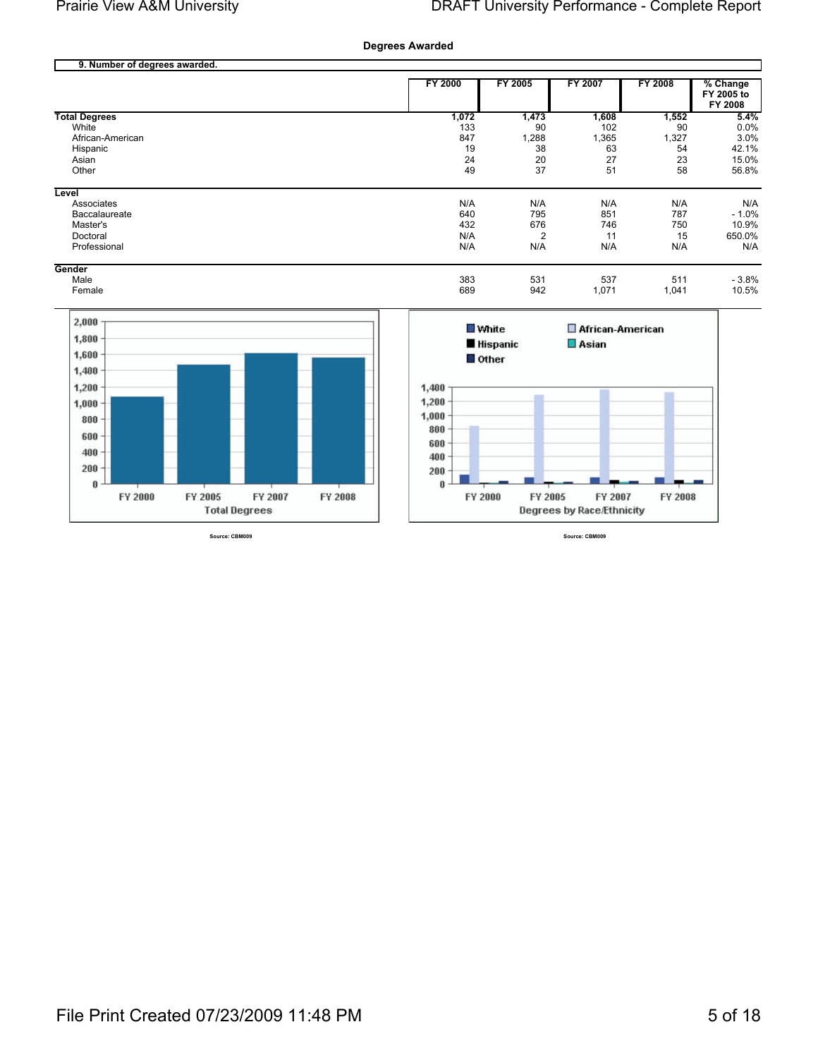## Degrees Awarded

**9. Number of degrees awarded.**

| | FY 2000 | FY 2005 | FY 2007 | FY 2008 | % Change FY 2005 to FY 2008 |
|---|---|---|---|---|---|
| **Total Degrees** | **1,072** | **1,473** | **1,608** | **1,552** | **5.4%** |
| White | 133 | 90 | 102 | 90 | 0.0% |
| African-American | 847 | 1,288 | 1,365 | 1,327 | 3.0% |
| Hispanic | 19 | 38 | 63 | 54 | 42.1% |
| Asian | 24 | 20 | 27 | 23 | 15.0% |
| Other | 49 | 37 | 51 | 58 | 56.8% |
| **Level** | | | | | |
| Associates | N/A | N/A | N/A | N/A | N/A |
| Baccalaureate | 640 | 795 | 851 | 787 | - 1.0% |
| Master's | 432 | 676 | 746 | 750 | 10.9% |
| Doctoral | N/A | 2 | 11 | 15 | 650.0% |
| Professional | N/A | N/A | N/A | N/A | N/A |
| **Gender** | | | | | |
| Male | 383 | 531 | 537 | 511 | - 3.8% |
| Female | 689 | 942 | 1,071 | 1,041 | 10.5% |

Total Degrees

Source: CBM009

Degrees by Race/Ethnicity

Source: CBM009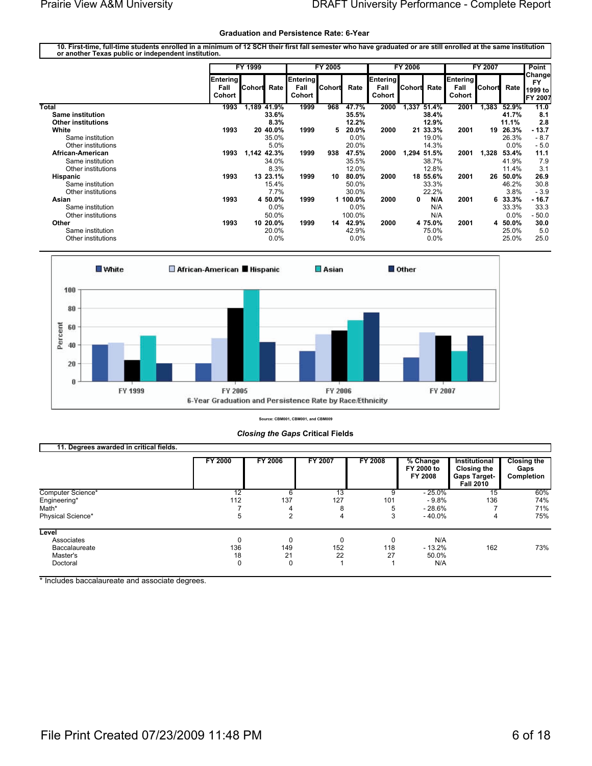### Graduation and Persistence Rate: 6-Year

**10. First-time, full-time students enrolled in a minimum of 12 SCH their first fall semester who have graduated or are still enrolled at the same institution or another Texas public or independent institution.**

| | FY 1999 | | | FY 2005 | | | FY 2006 | | | FY 2007 | | | Point Change |
|---|---|---|---|---|---|---|---|---|---|---|---|---|---|
| | Entering Fall Cohort | Cohort | Rate | Entering Fall Cohort | Cohort | Rate | Entering Fall Cohort | Cohort | Rate | Entering Fall Cohort | Cohort | Rate | FY 1999 to FY 2007 |
| **Total** | 1993 | 1,189 | 41.9% | 1999 | 968 | 47.7% | 2000 | 1,337 | 51.4% | 2001 | 1,383 | 52.9% | 11.0 |
| **Same institution** | | | 33.6% | | | 35.5% | | | 38.4% | | | 41.7% | 8.1 |
| **Other institutions** | | | 8.3% | | | 12.2% | | | 12.9% | | | 11.1% | 2.8 |
| **White** | 1993 | 20 | 40.0% | 1999 | 5 | 20.0% | 2000 | 21 | 33.3% | 2001 | 19 | 26.3% | - 13.7 |
| Same institution | | | 35.0% | | | 0.0% | | | 19.0% | | | 26.3% | - 8.7 |
| Other institutions | | | 5.0% | | | 20.0% | | | 14.3% | | | 0.0% | - 5.0 |
| **African-American** | 1993 | 1,142 | 42.3% | 1999 | 938 | 47.5% | 2000 | 1,294 | 51.5% | 2001 | 1,328 | 53.4% | 11.1 |
| Same institution | | | 34.0% | | | 35.5% | | | 38.7% | | | 41.9% | 7.9 |
| Other institutions | | | 8.3% | | | 12.0% | | | 12.8% | | | 11.4% | 3.1 |
| **Hispanic** | 1993 | 13 | 23.1% | 1999 | 10 | 80.0% | 2000 | 18 | 55.6% | 2001 | 26 | 50.0% | 26.9 |
| Same institution | | | 15.4% | | | 50.0% | | | 33.3% | | | 46.2% | 30.8 |
| Other institutions | | | 7.7% | | | 30.0% | | | 22.2% | | | 3.8% | - 3.9 |
| **Asian** | 1993 | 4 | 50.0% | 1999 | 1 | 100.0% | 2000 | 0 | N/A | 2001 | 6 | 33.3% | - 16.7 |
| Same institution | | | 0.0% | | | 0.0% | | | N/A | | | 33.3% | 33.3 |
| Other institutions | | | 50.0% | | | 100.0% | | | N/A | | | 0.0% | - 50.0 |
| **Other** | 1993 | 10 | 20.0% | 1999 | 14 | 42.9% | 2000 | 4 | 75.0% | 2001 | 4 | 50.0% | 30.0 |
| Same institution | | | 20.0% | | | 42.9% | | | 75.0% | | | 25.0% | 5.0 |
| Other institutions | | | 0.0% | | | 0.0% | | | 0.0% | | | 25.0% | 25.0 |

6-Year Graduation and Persistence Rate by Race/Ethnicity

Source: CBM001, CBM001, and CBM009

### *Closing the Gaps* Critical Fields

**11. Degrees awarded in critical fields.**

| | FY 2000 | FY 2006 | FY 2007 | FY 2008 | % Change FY 2000 to FY 2008 | Institutional Closing the Gaps Target-Fall 2010 | Closing the Gaps Completion |
|---|---|---|---|---|---|---|---|
| Computer Science* | 12 | 6 | 13 | 9 | - 25.0% | 15 | 60% |
| Engineering* | 112 | 137 | 127 | 101 | - 9.8% | 136 | 74% |
| Math* | 7 | 4 | 8 | 5 | - 28.6% | 7 | 71% |
| Physical Science* | 5 | 2 | 4 | 3 | - 40.0% | 4 | 75% |
| **Level** | | | | | | | |
| Associates | 0 | 0 | 0 | 0 | N/A | | |
| Baccalaureate | 136 | 149 | 152 | 118 | - 13.2% | 162 | 73% |
| Master's | 18 | 21 | 22 | 27 | 50.0% | | |
| Doctoral | 0 | 0 | 1 | 1 | N/A | | |

\* Includes baccalaureate and associate degrees.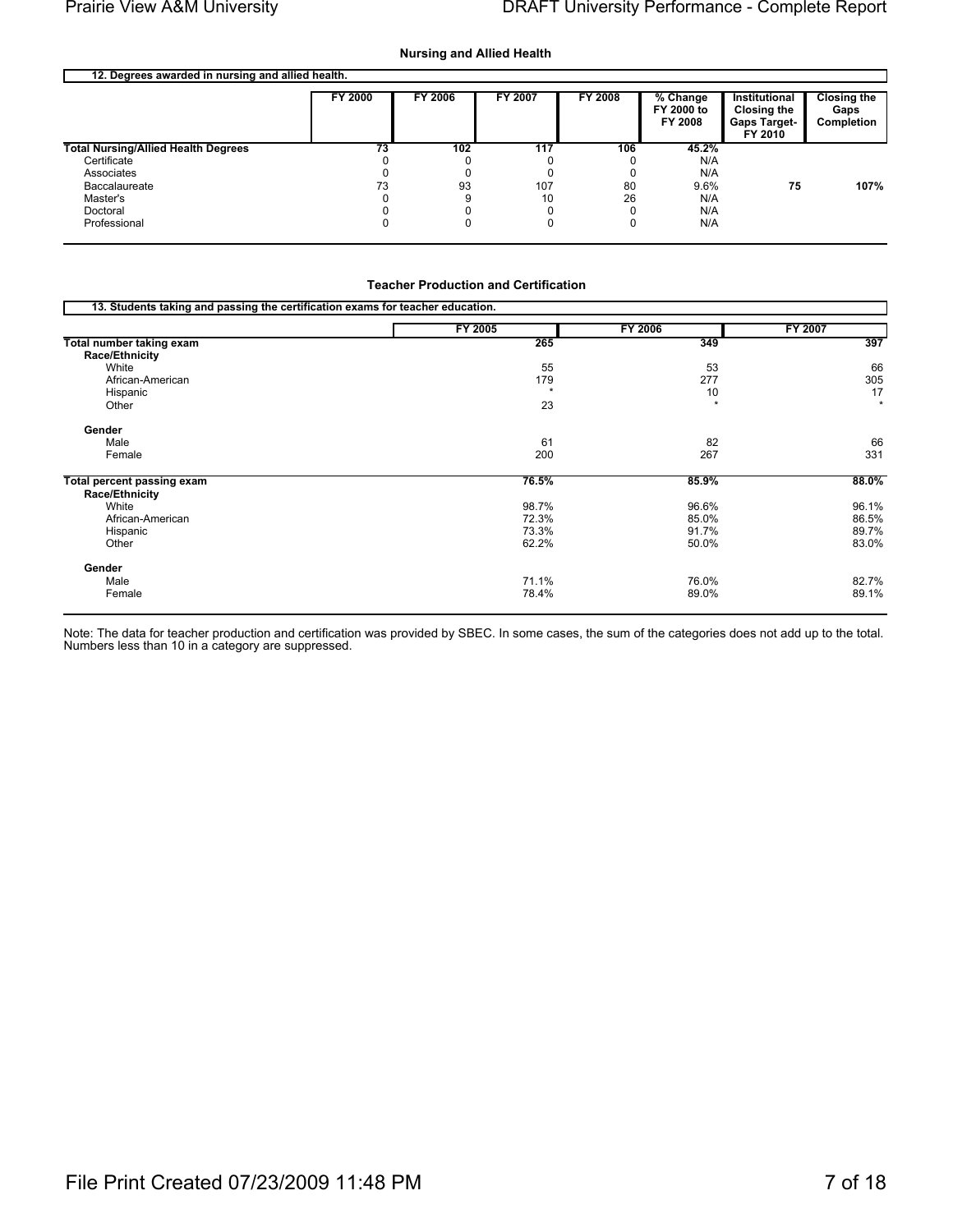## Nursing and Allied Health

**12. Degrees awarded in nursing and allied health.**

| | FY 2000 | FY 2006 | FY 2007 | FY 2008 | % Change FY 2000 to FY 2008 | Institutional Closing the Gaps Target- FY 2010 | Closing the Gaps Completion |
|---|---|---|---|---|---|---|---|
| **Total Nursing/Allied Health Degrees** | **73** | **102** | **117** | **106** | **45.2%** | | |
| Certificate | 0 | 0 | 0 | 0 | N/A | | |
| Associates | 0 | 0 | 0 | 0 | N/A | | |
| Baccalaureate | 73 | 93 | 107 | 80 | 9.6% | **75** | **107%** |
| Master's | 0 | 9 | 10 | 26 | N/A | | |
| Doctoral | 0 | 0 | 0 | 0 | N/A | | |
| Professional | 0 | 0 | 0 | 0 | N/A | | |

## Teacher Production and Certification

**13. Students taking and passing the certification exams for teacher education.**

| | FY 2005 | FY 2006 | FY 2007 |
|---|---|---|---|
| **Total number taking exam** | **265** | **349** | **397** |
| **Race/Ethnicity** | | | |
| White | 55 | 53 | 66 |
| African-American | 179 | 277 | 305 |
| Hispanic | * | 10 | 17 |
| Other | 23 | * | * |
| **Gender** | | | |
| Male | 61 | 82 | 66 |
| Female | 200 | 267 | 331 |
| **Total percent passing exam** | **76.5%** | **85.9%** | **88.0%** |
| **Race/Ethnicity** | | | |
| White | 98.7% | 96.6% | 96.1% |
| African-American | 72.3% | 85.0% | 86.5% |
| Hispanic | 73.3% | 91.7% | 89.7% |
| Other | 62.2% | 50.0% | 83.0% |
| **Gender** | | | |
| Male | 71.1% | 76.0% | 82.7% |
| Female | 78.4% | 89.0% | 89.1% |

Note: The data for teacher production and certification was provided by SBEC. In some cases, the sum of the categories does not add up to the total. Numbers less than 10 in a category are suppressed.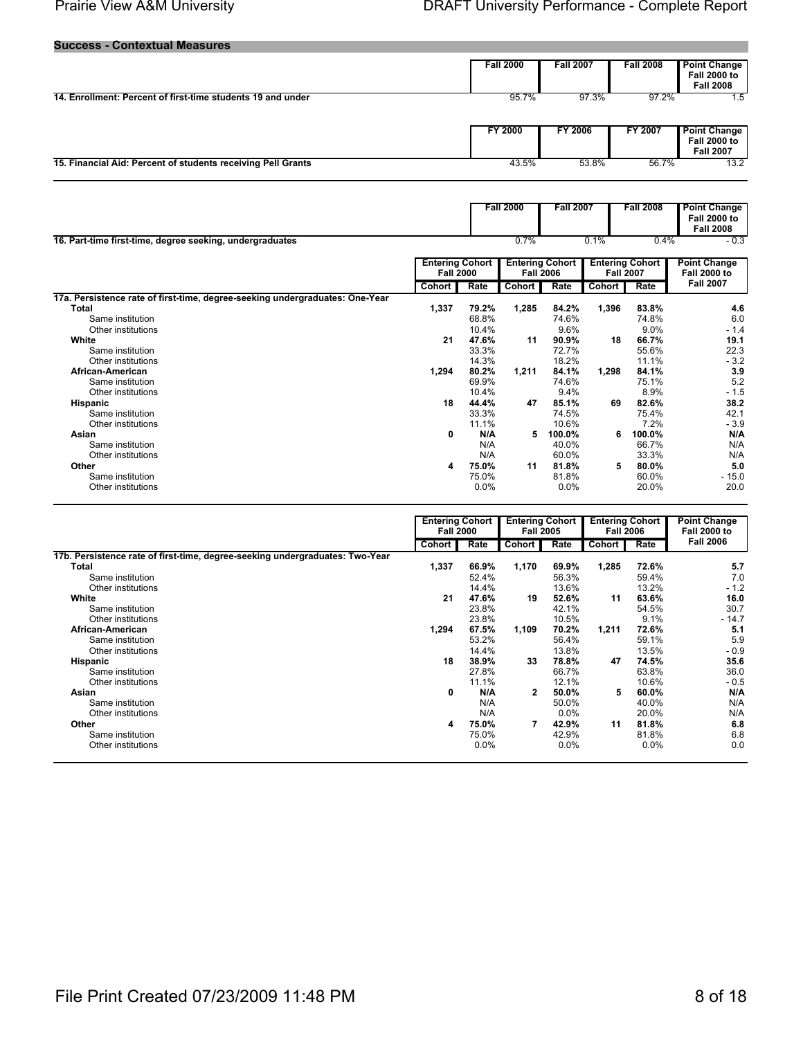## Success - Contextual Measures

| | Fall 2000 | Fall 2007 | Fall 2008 | Point Change Fall 2000 to Fall 2008 |
|---|---|---|---|---|
| **14. Enrollment: Percent of first-time students 19 and under** | 95.7% | 97.3% | 97.2% | 1.5 |

| | FY 2000 | FY 2006 | FY 2007 | Point Change Fall 2000 to Fall 2007 |
|---|---|---|---|---|
| **15. Financial Aid: Percent of students receiving Pell Grants** | 43.5% | 53.8% | 56.7% | 13.2 |

| | Fall 2000 | Fall 2007 | Fall 2008 | Point Change Fall 2000 to Fall 2008 |
|---|---|---|---|---|
| **16. Part-time first-time, degree seeking, undergraduates** | 0.7% | 0.1% | 0.4% | - 0.3 |

| | Entering Cohort Fall 2000 | | Entering Cohort Fall 2006 | | Entering Cohort Fall 2007 | | Point Change Fall 2000 to Fall 2007 |
|---|---|---|---|---|---|---|---|
| | Cohort | Rate | Cohort | Rate | Cohort | Rate | |
| **17a. Persistence rate of first-time, degree-seeking undergraduates: One-Year** | | | | | | | |
| **Total** | **1,337** | **79.2%** | **1,285** | **84.2%** | **1,396** | **83.8%** | **4.6** |
| Same institution | | 68.8% | | 74.6% | | 74.8% | 6.0 |
| Other institutions | | 10.4% | | 9.6% | | 9.0% | - 1.4 |
| **White** | **21** | **47.6%** | **11** | **90.9%** | **18** | **66.7%** | **19.1** |
| Same institution | | 33.3% | | 72.7% | | 55.6% | 22.3 |
| Other institutions | | 14.3% | | 18.2% | | 11.1% | - 3.2 |
| **African-American** | **1,294** | **80.2%** | **1,211** | **84.1%** | **1,298** | **84.1%** | **3.9** |
| Same institution | | 69.9% | | 74.6% | | 75.1% | 5.2 |
| Other institutions | | 10.4% | | 9.4% | | 8.9% | - 1.5 |
| **Hispanic** | **18** | **44.4%** | **47** | **85.1%** | **69** | **82.6%** | **38.2** |
| Same institution | | 33.3% | | 74.5% | | 75.4% | 42.1 |
| Other institutions | | 11.1% | | 10.6% | | 7.2% | - 3.9 |
| **Asian** | **0** | **N/A** | **5** | **100.0%** | **6** | **100.0%** | **N/A** |
| Same institution | | N/A | | 40.0% | | 66.7% | N/A |
| Other institutions | | N/A | | 60.0% | | 33.3% | N/A |
| **Other** | **4** | **75.0%** | **11** | **81.8%** | **5** | **80.0%** | **5.0** |
| Same institution | | 75.0% | | 81.8% | | 60.0% | - 15.0 |
| Other institutions | | 0.0% | | 0.0% | | 20.0% | 20.0 |

| | Entering Cohort Fall 2000 | | Entering Cohort Fall 2005 | | Entering Cohort Fall 2006 | | Point Change Fall 2000 to Fall 2006 |
|---|---|---|---|---|---|---|---|
| | Cohort | Rate | Cohort | Rate | Cohort | Rate | |
| **17b. Persistence rate of first-time, degree-seeking undergraduates: Two-Year** | | | | | | | |
| **Total** | **1,337** | **66.9%** | **1,170** | **69.9%** | **1,285** | **72.6%** | **5.7** |
| Same institution | | 52.4% | | 56.3% | | 59.4% | 7.0 |
| Other institutions | | 14.4% | | 13.6% | | 13.2% | - 1.2 |
| **White** | **21** | **47.6%** | **19** | **52.6%** | **11** | **63.6%** | **16.0** |
| Same institution | | 23.8% | | 42.1% | | 54.5% | 30.7 |
| Other institutions | | 23.8% | | 10.5% | | 9.1% | - 14.7 |
| **African-American** | **1,294** | **67.5%** | **1,109** | **70.2%** | **1,211** | **72.6%** | **5.1** |
| Same institution | | 53.2% | | 56.4% | | 59.1% | 5.9 |
| Other institutions | | 14.4% | | 13.8% | | 13.5% | - 0.9 |
| **Hispanic** | **18** | **38.9%** | **33** | **78.8%** | **47** | **74.5%** | **35.6** |
| Same institution | | 27.8% | | 66.7% | | 63.8% | 36.0 |
| Other institutions | | 11.1% | | 12.1% | | 10.6% | - 0.5 |
| **Asian** | **0** | **N/A** | **2** | **50.0%** | **5** | **60.0%** | **N/A** |
| Same institution | | N/A | | 50.0% | | 40.0% | N/A |
| Other institutions | | N/A | | 0.0% | | 20.0% | N/A |
| **Other** | **4** | **75.0%** | **7** | **42.9%** | **11** | **81.8%** | **6.8** |
| Same institution | | 75.0% | | 42.9% | | 81.8% | 6.8 |
| Other institutions | | 0.0% | | 0.0% | | 0.0% | 0.0 |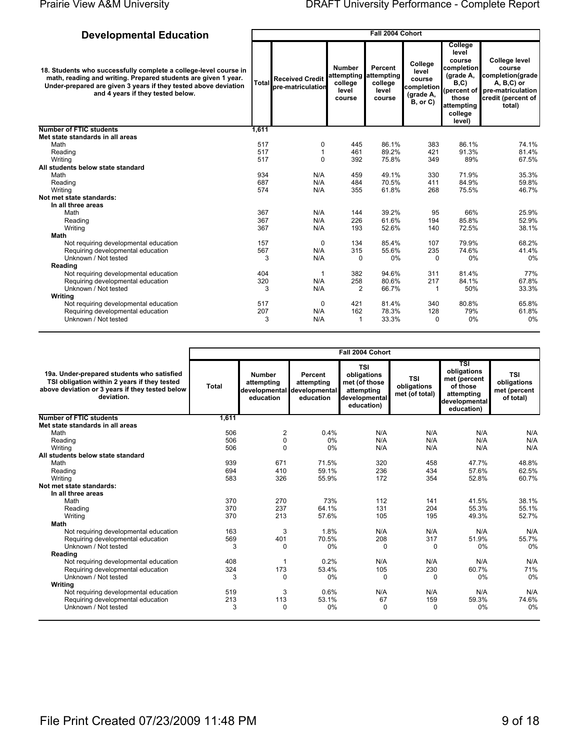## Developmental Education

| 18. Students who successfully complete a college-level course in math, reading and writing. Prepared students are given 1 year. Under-prepared are given 3 years if they tested above deviation and 4 years if they tested below. | Fall 2004 Cohort | | | | | | |
|---|---|---|---|---|---|---|---|
| | Total | Received Credit pre-matriculation | Number attempting college level course | Percent attempting college level course | College level course completion (grade A, B, or C) | College level course completion (grade A, B,C) (percent of those attempting college level) | College level course completion(grade A, B,C) or pre-matriculation credit (percent of total) |
| **Number of FTIC students** | 1,611 | | | | | | |
| **Met state standards in all areas** | | | | | | | |
| Math | 517 | 0 | 445 | 86.1% | 383 | 86.1% | 74.1% |
| Reading | 517 | 1 | 461 | 89.2% | 421 | 91.3% | 81.4% |
| Writing | 517 | 0 | 392 | 75.8% | 349 | 89% | 67.5% |
| **All students below state standard** | | | | | | | |
| Math | 934 | N/A | 459 | 49.1% | 330 | 71.9% | 35.3% |
| Reading | 687 | N/A | 484 | 70.5% | 411 | 84.9% | 59.8% |
| Writing | 574 | N/A | 355 | 61.8% | 268 | 75.5% | 46.7% |
| **Not met state standards:** | | | | | | | |
| **In all three areas** | | | | | | | |
| Math | 367 | N/A | 144 | 39.2% | 95 | 66% | 25.9% |
| Reading | 367 | N/A | 226 | 61.6% | 194 | 85.8% | 52.9% |
| Writing | 367 | N/A | 193 | 52.6% | 140 | 72.5% | 38.1% |
| **Math** | | | | | | | |
| Not requiring developmental education | 157 | 0 | 134 | 85.4% | 107 | 79.9% | 68.2% |
| Requiring developmental education | 567 | N/A | 315 | 55.6% | 235 | 74.6% | 41.4% |
| Unknown / Not tested | 3 | N/A | 0 | 0% | 0 | 0% | 0% |
| **Reading** | | | | | | | |
| Not requiring developmental education | 404 | 1 | 382 | 94.6% | 311 | 81.4% | 77% |
| Requiring developmental education | 320 | N/A | 258 | 80.6% | 217 | 84.1% | 67.8% |
| Unknown / Not tested | 3 | N/A | 2 | 66.7% | 1 | 50% | 33.3% |
| **Writing** | | | | | | | |
| Not requiring developmental education | 517 | 0 | 421 | 81.4% | 340 | 80.8% | 65.8% |
| Requiring developmental education | 207 | N/A | 162 | 78.3% | 128 | 79% | 61.8% |
| Unknown / Not tested | 3 | N/A | 1 | 33.3% | 0 | 0% | 0% |

| 19a. Under-prepared students who satisfied TSI obligation within 2 years if they tested above deviation or 3 years if they tested below deviation. | Fall 2004 Cohort | | | | | | |
|---|---|---|---|---|---|---|---|
| | Total | Number attempting developmental education | Percent attempting developmental education | TSI obligations met (of those attempting developmental education) | TSI obligations met (of total) | TSI obligations met (percent of those attempting developmental education) | TSI obligations met (percent of total) |
| **Number of FTIC students** | 1,611 | | | | | | |
| **Met state standards in all areas** | | | | | | | |
| Math | 506 | 2 | 0.4% | N/A | N/A | N/A | N/A |
| Reading | 506 | 0 | 0% | N/A | N/A | N/A | N/A |
| Writing | 506 | 0 | 0% | N/A | N/A | N/A | N/A |
| **All students below state standard** | | | | | | | |
| Math | 939 | 671 | 71.5% | 320 | 458 | 47.7% | 48.8% |
| Reading | 694 | 410 | 59.1% | 236 | 434 | 57.6% | 62.5% |
| Writing | 583 | 326 | 55.9% | 172 | 354 | 52.8% | 60.7% |
| **Not met state standards:** | | | | | | | |
| **In all three areas** | | | | | | | |
| Math | 370 | 270 | 73% | 112 | 141 | 41.5% | 38.1% |
| Reading | 370 | 237 | 64.1% | 131 | 204 | 55.3% | 55.1% |
| Writing | 370 | 213 | 57.6% | 105 | 195 | 49.3% | 52.7% |
| **Math** | | | | | | | |
| Not requiring developmental education | 163 | 3 | 1.8% | N/A | N/A | N/A | N/A |
| Requiring developmental education | 569 | 401 | 70.5% | 208 | 317 | 51.9% | 55.7% |
| Unknown / Not tested | 3 | 0 | 0% | 0 | 0 | 0% | 0% |
| **Reading** | | | | | | | |
| Not requiring developmental education | 408 | 1 | 0.2% | N/A | N/A | N/A | N/A |
| Requiring developmental education | 324 | 173 | 53.4% | 105 | 230 | 60.7% | 71% |
| Unknown / Not tested | 3 | 0 | 0% | 0 | 0 | 0% | 0% |
| **Writing** | | | | | | | |
| Not requiring developmental education | 519 | 3 | 0.6% | N/A | N/A | N/A | N/A |
| Requiring developmental education | 213 | 113 | 53.1% | 67 | 159 | 59.3% | 74.6% |
| Unknown / Not tested | 3 | 0 | 0% | 0 | 0 | 0% | 0% |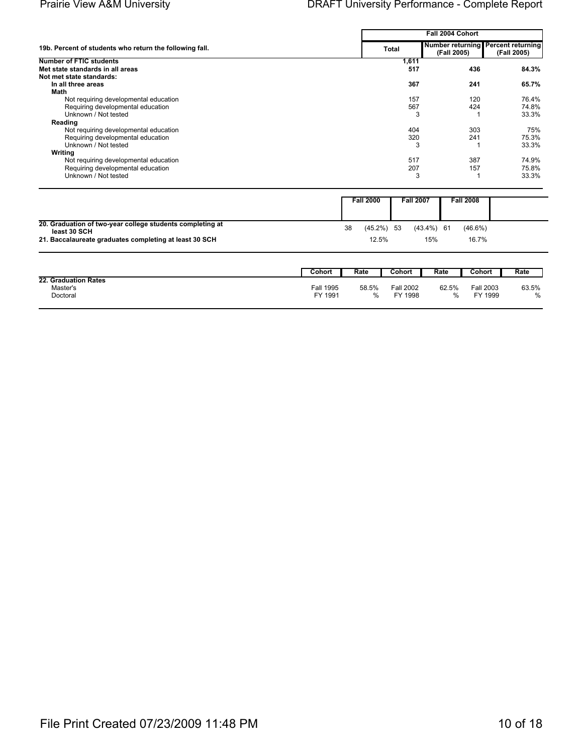| 19b. Percent of students who return the following fall. | Fall 2004 Cohort Total | Number returning (Fall 2005) | Percent returning (Fall 2005) |
|---|---|---|---|
| **Number of FTIC students** | **1,611** | | |
| **Met state standards in all areas** | **517** | **436** | **84.3%** |
| **Not met state standards:** | | | |
| **In all three areas** | **367** | **241** | **65.7%** |
| **Math** | | | |
| Not requiring developmental education | 157 | 120 | 76.4% |
| Requiring developmental education | 567 | 424 | 74.8% |
| Unknown / Not tested | 3 | 1 | 33.3% |
| **Reading** | | | |
| Not requiring developmental education | 404 | 303 | 75% |
| Requiring developmental education | 320 | 241 | 75.3% |
| Unknown / Not tested | 3 | 1 | 33.3% |
| **Writing** | | | |
| Not requiring developmental education | 517 | 387 | 74.9% |
| Requiring developmental education | 207 | 157 | 75.8% |
| Unknown / Not tested | 3 | 1 | 33.3% |

| | Fall 2000 | Fall 2007 | Fall 2008 |
|---|---|---|---|
| **20. Graduation of two-year college students completing at least 30 SCH** | 38 (45.2%) | 53 (43.4%) | 61 (46.6%) |
| **21. Baccalaureate graduates completing at least 30 SCH** | 12.5% | 15% | 16.7% |

| 22. Graduation Rates | Cohort | Rate | Cohort | Rate | Cohort | Rate |
|---|---|---|---|---|---|---|
| Master's | Fall 1995 | 58.5% | Fall 2002 | 62.5% | Fall 2003 | 63.5% |
| Doctoral | FY 1991 | % | FY 1998 | % | FY 1999 | % |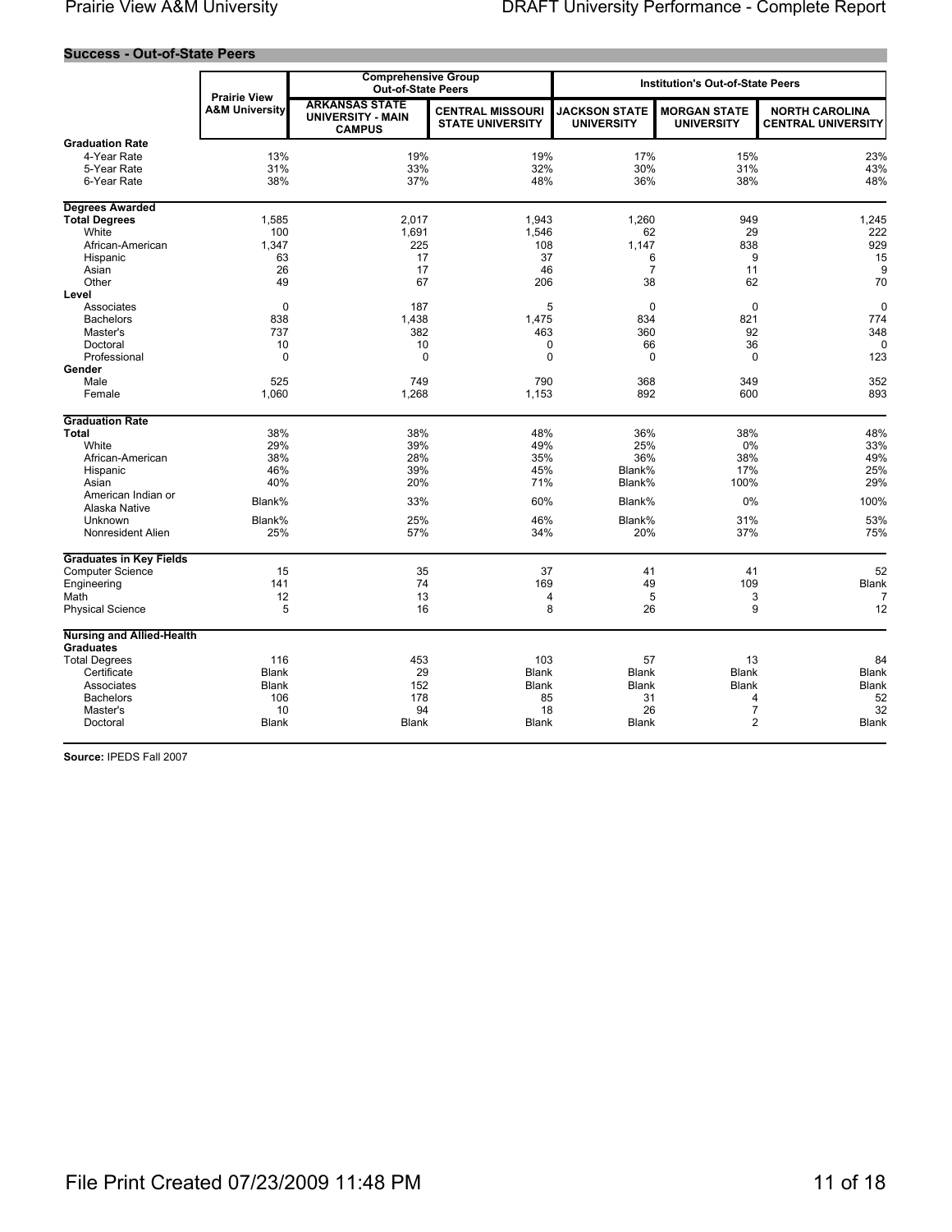## Success - Out-of-State Peers

| | Prairie View A&M University | Comprehensive Group Out-of-State Peers | | Institution's Out-of-State Peers | | |
|---|---|---|---|---|---|---|
| | | ARKANSAS STATE UNIVERSITY - MAIN CAMPUS | CENTRAL MISSOURI STATE UNIVERSITY | JACKSON STATE UNIVERSITY | MORGAN STATE UNIVERSITY | NORTH CAROLINA CENTRAL UNIVERSITY |
| **Graduation Rate** | | | | | | |
| 4-Year Rate | 13% | 19% | 19% | 17% | 15% | 23% |
| 5-Year Rate | 31% | 33% | 32% | 30% | 31% | 43% |
| 6-Year Rate | 38% | 37% | 48% | 36% | 38% | 48% |
| **Degrees Awarded** | | | | | | |
| **Total Degrees** | 1,585 | 2,017 | 1,943 | 1,260 | 949 | 1,245 |
| White | 100 | 1,691 | 1,546 | 62 | 29 | 222 |
| African-American | 1,347 | 225 | 108 | 1,147 | 838 | 929 |
| Hispanic | 63 | 17 | 37 | 6 | 9 | 15 |
| Asian | 26 | 17 | 46 | 7 | 11 | 9 |
| Other | 49 | 67 | 206 | 38 | 62 | 70 |
| **Level** | | | | | | |
| Associates | 0 | 187 | 5 | 0 | 0 | 0 |
| Bachelors | 838 | 1,438 | 1,475 | 834 | 821 | 774 |
| Master's | 737 | 382 | 463 | 360 | 92 | 348 |
| Doctoral | 10 | 10 | 0 | 66 | 36 | 0 |
| Professional | 0 | 0 | 0 | 0 | 0 | 123 |
| **Gender** | | | | | | |
| Male | 525 | 749 | 790 | 368 | 349 | 352 |
| Female | 1,060 | 1,268 | 1,153 | 892 | 600 | 893 |
| **Graduation Rate** | | | | | | |
| **Total** | 38% | 38% | 48% | 36% | 38% | 48% |
| White | 29% | 39% | 49% | 25% | 0% | 33% |
| African-American | 38% | 28% | 35% | 36% | 38% | 49% |
| Hispanic | 46% | 39% | 45% | Blank% | 17% | 25% |
| Asian | 40% | 20% | 71% | Blank% | 100% | 29% |
| American Indian or Alaska Native | Blank% | 33% | 60% | Blank% | 0% | 100% |
| Unknown | Blank% | 25% | 46% | Blank% | 31% | 53% |
| Nonresident Alien | 25% | 57% | 34% | 20% | 37% | 75% |
| **Graduates in Key Fields** | | | | | | |
| Computer Science | 15 | 35 | 37 | 41 | 41 | 52 |
| Engineering | 141 | 74 | 169 | 49 | 109 | Blank |
| Math | 12 | 13 | 4 | 5 | 3 | 7 |
| Physical Science | 5 | 16 | 8 | 26 | 9 | 12 |
| **Nursing and Allied-Health Graduates** | | | | | | |
| Total Degrees | 116 | 453 | 103 | 57 | 13 | 84 |
| Certificate | Blank | 29 | Blank | Blank | Blank | Blank |
| Associates | Blank | 152 | Blank | Blank | Blank | Blank |
| Bachelors | 106 | 178 | 85 | 31 | 4 | 52 |
| Master's | 10 | 94 | 18 | 26 | 7 | 32 |
| Doctoral | Blank | Blank | Blank | Blank | 2 | Blank |

**Source:** IPEDS Fall 2007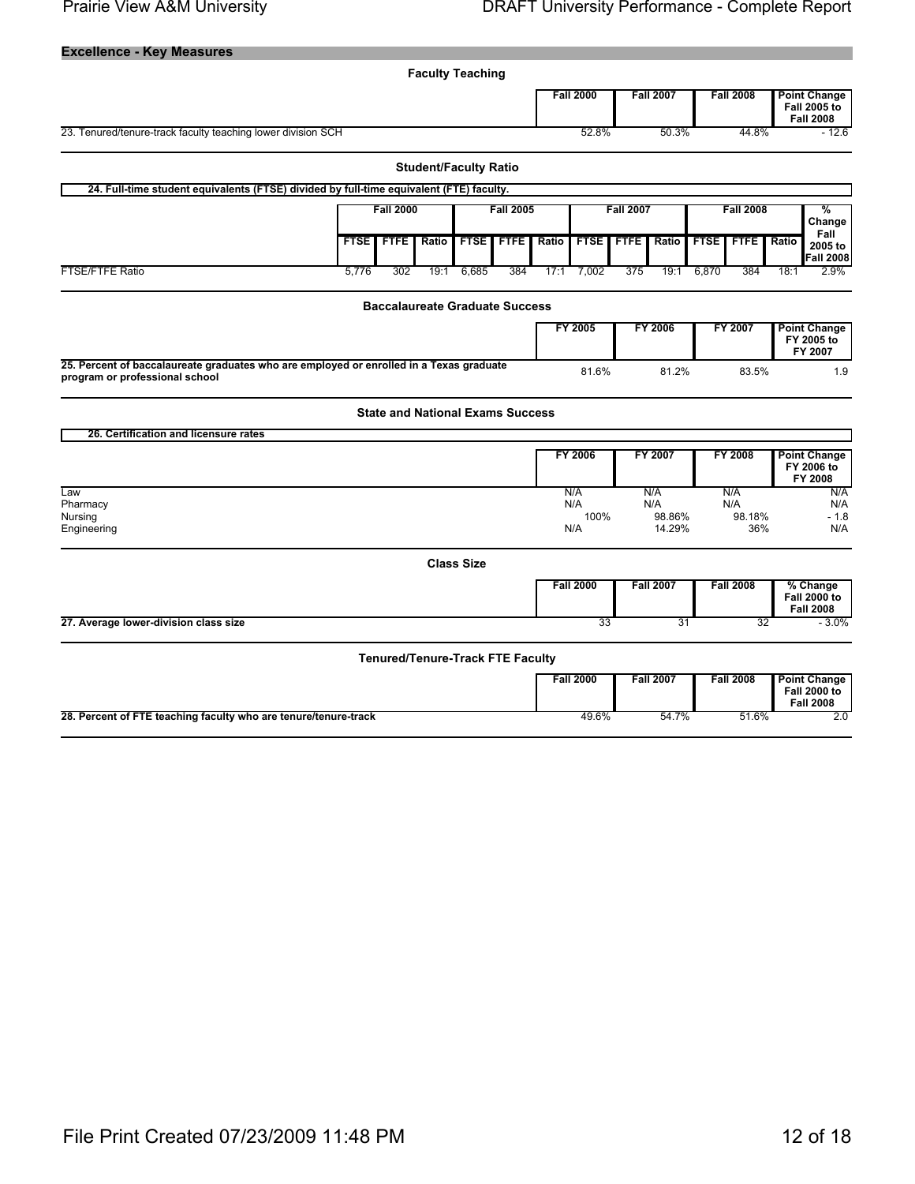## Excellence - Key Measures

### Faculty Teaching

| | Fall 2000 | Fall 2007 | Fall 2008 | Point Change Fall 2005 to Fall 2008 |
|---|---|---|---|---|
| 23. Tenured/tenure-track faculty teaching lower division SCH | 52.8% | 50.3% | 44.8% | - 12.6 |

### Student/Faculty Ratio

**24. Full-time student equivalents (FTSE) divided by full-time equivalent (FTE) faculty.**

| | Fall 2000 | | | Fall 2005 | | | Fall 2007 | | | Fall 2008 | | | % Change Fall 2005 to Fall 2008 |
|---|---|---|---|---|---|---|---|---|---|---|---|---|---|
| | FTSE | FTFE | Ratio | FTSE | FTFE | Ratio | FTSE | FTFE | Ratio | FTSE | FTFE | Ratio | |
| FTSE/FTFE Ratio | 5,776 | 302 | 19:1 | 6,685 | 384 | 17:1 | 7,002 | 375 | 19:1 | 6,870 | 384 | 18:1 | 2.9% |

### Baccalaureate Graduate Success

| | FY 2005 | FY 2006 | FY 2007 | Point Change FY 2005 to FY 2007 |
|---|---|---|---|---|
| **25. Percent of baccalaureate graduates who are employed or enrolled in a Texas graduate program or professional school** | 81.6% | 81.2% | 83.5% | 1.9 |

### State and National Exams Success

**26. Certification and licensure rates**

| | FY 2006 | FY 2007 | FY 2008 | Point Change FY 2006 to FY 2008 |
|---|---|---|---|---|
| Law | N/A | N/A | N/A | N/A |
| Pharmacy | N/A | N/A | N/A | N/A |
| Nursing | 100% | 98.86% | 98.18% | - 1.8 |
| Engineering | N/A | 14.29% | 36% | N/A |

### Class Size

| | Fall 2000 | Fall 2007 | Fall 2008 | % Change Fall 2000 to Fall 2008 |
|---|---|---|---|---|
| **27. Average lower-division class size** | 33 | 31 | 32 | - 3.0% |

### Tenured/Tenure-Track FTE Faculty

| | Fall 2000 | Fall 2007 | Fall 2008 | Point Change Fall 2000 to Fall 2008 |
|---|---|---|---|---|
| **28. Percent of FTE teaching faculty who are tenure/tenure-track** | 49.6% | 54.7% | 51.6% | 2.0 |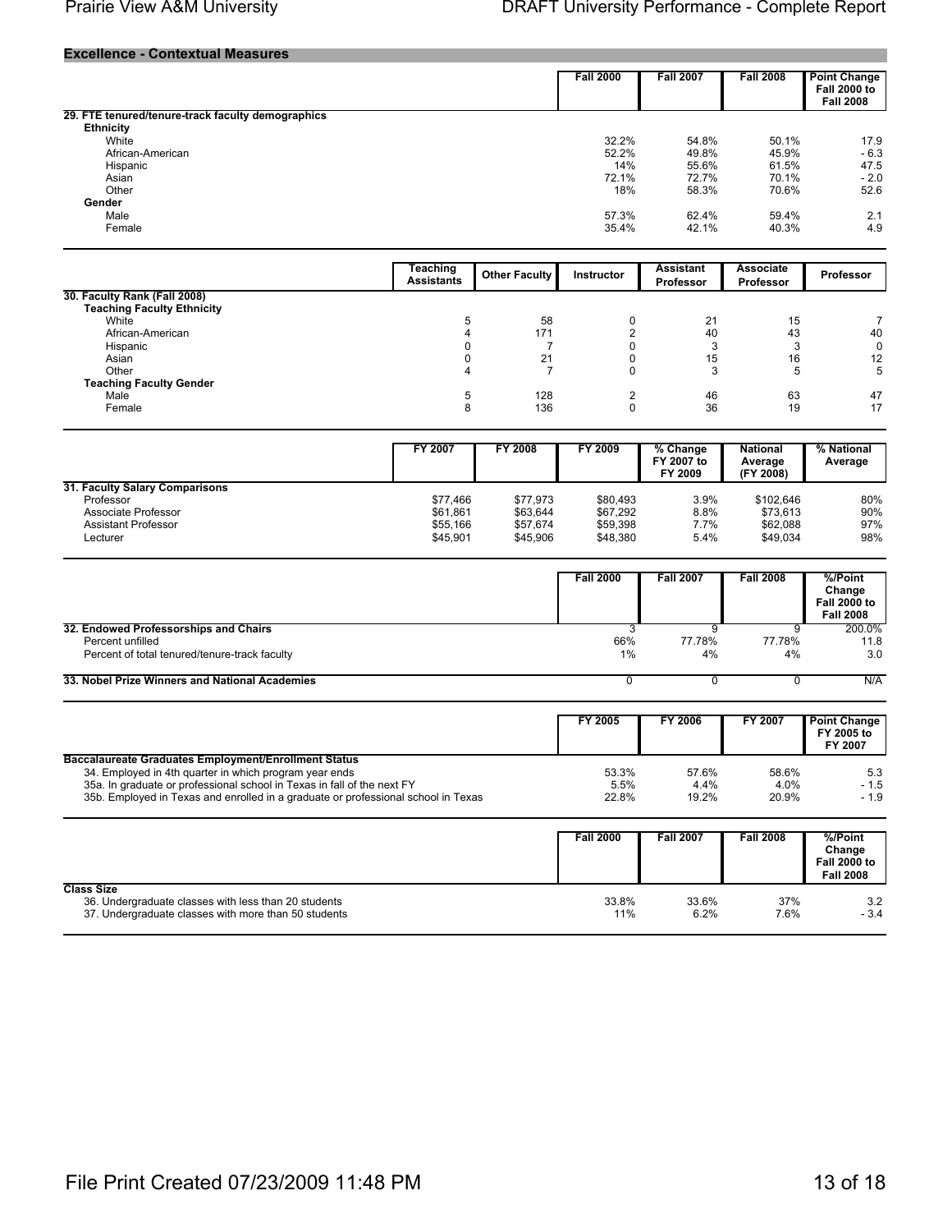## Excellence - Contextual Measures

| | Fall 2000 | Fall 2007 | Fall 2008 | Point Change Fall 2000 to Fall 2008 |
|---|---|---|---|---|
| **29. FTE tenured/tenure-track faculty demographics** | | | | |
| **Ethnicity** | | | | |
| White | 32.2% | 54.8% | 50.1% | 17.9 |
| African-American | 52.2% | 49.8% | 45.9% | - 6.3 |
| Hispanic | 14% | 55.6% | 61.5% | 47.5 |
| Asian | 72.1% | 72.7% | 70.1% | - 2.0 |
| Other | 18% | 58.3% | 70.6% | 52.6 |
| **Gender** | | | | |
| Male | 57.3% | 62.4% | 59.4% | 2.1 |
| Female | 35.4% | 42.1% | 40.3% | 4.9 |

| | Teaching Assistants | Other Faculty | Instructor | Assistant Professor | Associate Professor | Professor |
|---|---|---|---|---|---|---|
| **30. Faculty Rank (Fall 2008)** | | | | | | |
| **Teaching Faculty Ethnicity** | | | | | | |
| White | 5 | 58 | 0 | 21 | 15 | 7 |
| African-American | 4 | 171 | 2 | 40 | 43 | 40 |
| Hispanic | 0 | 7 | 0 | 3 | 3 | 0 |
| Asian | 0 | 21 | 0 | 15 | 16 | 12 |
| Other | 4 | 7 | 0 | 3 | 5 | 5 |
| **Teaching Faculty Gender** | | | | | | |
| Male | 5 | 128 | 2 | 46 | 63 | 47 |
| Female | 8 | 136 | 0 | 36 | 19 | 17 |

| | FY 2007 | FY 2008 | FY 2009 | % Change FY 2007 to FY 2009 | National Average (FY 2008) | % National Average |
|---|---|---|---|---|---|---|
| **31. Faculty Salary Comparisons** | | | | | | |
| Professor | $77,466 | $77,973 | $80,493 | 3.9% | $102,646 | 80% |
| Associate Professor | $61,861 | $63,644 | $67,292 | 8.8% | $73,613 | 90% |
| Assistant Professor | $55,166 | $57,674 | $59,398 | 7.7% | $62,088 | 97% |
| Lecturer | $45,901 | $45,906 | $48,380 | 5.4% | $49,034 | 98% |

| | Fall 2000 | Fall 2007 | Fall 2008 | %/Point Change Fall 2000 to Fall 2008 |
|---|---|---|---|---|
| **32. Endowed Professorships and Chairs** | 3 | 9 | 9 | 200.0% |
| Percent unfilled | 66% | 77.78% | 77.78% | 11.8 |
| Percent of total tenured/tenure-track faculty | 1% | 4% | 4% | 3.0 |
| **33. Nobel Prize Winners and National Academies** | 0 | 0 | 0 | N/A |

| | FY 2005 | FY 2006 | FY 2007 | Point Change FY 2005 to FY 2007 |
|---|---|---|---|---|
| **Baccalaureate Graduates Employment/Enrollment Status** | | | | |
| 34. Employed in 4th quarter in which program year ends | 53.3% | 57.6% | 58.6% | 5.3 |
| 35a. In graduate or professional school in Texas in fall of the next FY | 5.5% | 4.4% | 4.0% | - 1.5 |
| 35b. Employed in Texas and enrolled in a graduate or professional school in Texas | 22.8% | 19.2% | 20.9% | - 1.9 |

| | Fall 2000 | Fall 2007 | Fall 2008 | %/Point Change Fall 2000 to Fall 2008 |
|---|---|---|---|---|
| **Class Size** | | | | |
| 36. Undergraduate classes with less than 20 students | 33.8% | 33.6% | 37% | 3.2 |
| 37. Undergraduate classes with more than 50 students | 11% | 6.2% | 7.6% | - 3.4 |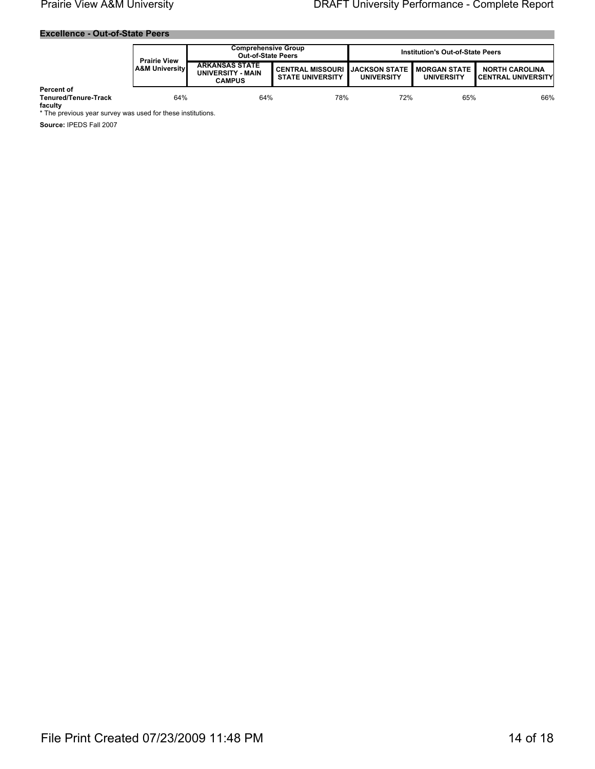## Excellence - Out-of-State Peers

| | Prairie View A&M University | Comprehensive Group Out-of-State Peers | | Institution's Out-of-State Peers | | |
|---|---|---|---|---|---|---|
| | | ARKANSAS STATE UNIVERSITY - MAIN CAMPUS | CENTRAL MISSOURI STATE UNIVERSITY | JACKSON STATE UNIVERSITY | MORGAN STATE UNIVERSITY | NORTH CAROLINA CENTRAL UNIVERSITY |
| **Percent of Tenured/Tenure-Track faculty** | 64% | 64% | 78% | 72% | 65% | 66% |

* The previous year survey was used for these institutions.

**Source:** IPEDS Fall 2007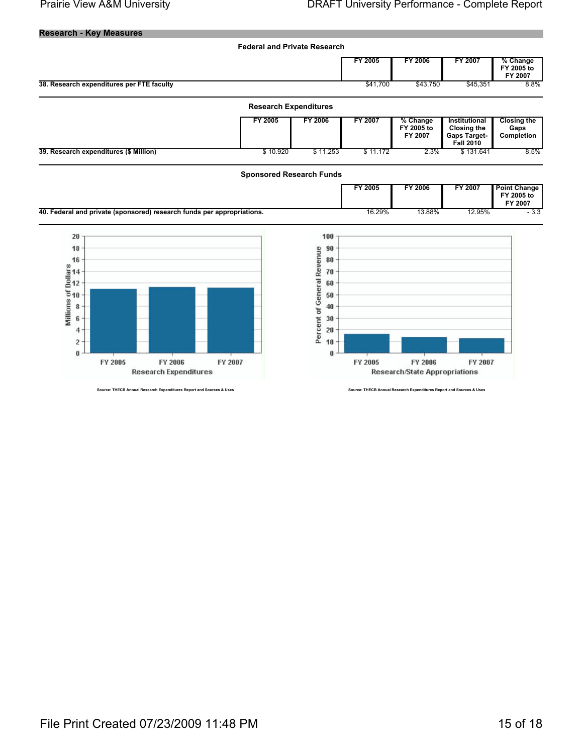## Research - Key Measures

### Federal and Private Research

| | FY 2005 | FY 2006 | FY 2007 | % Change FY 2005 to FY 2007 |
|---|---|---|---|---|
| **38. Research expenditures per FTE faculty** | $41,700 | $43,750 | $45,351 | 8.8% |

### Research Expenditures

| | FY 2005 | FY 2006 | FY 2007 | % Change FY 2005 to FY 2007 | Institutional Closing the Gaps Target- Fall 2010 | Closing the Gaps Completion |
|---|---|---|---|---|---|---|
| **39. Research expenditures ($ Million)** | $ 10.920 | $ 11.253 | $ 11.172 | 2.3% | $ 131.641 | 8.5% |

### Sponsored Research Funds

| | FY 2005 | FY 2006 | FY 2007 | Point Change FY 2005 to FY 2007 |
|---|---|---|---|---|
| **40. Federal and private (sponsored) research funds per appropriations.** | 16.29% | 13.88% | 12.95% | - 3.3 |

Source: THECB Annual Research Expenditures Report and Sources & Uses

Source: THECB Annual Research Expenditures Report and Sources & Uses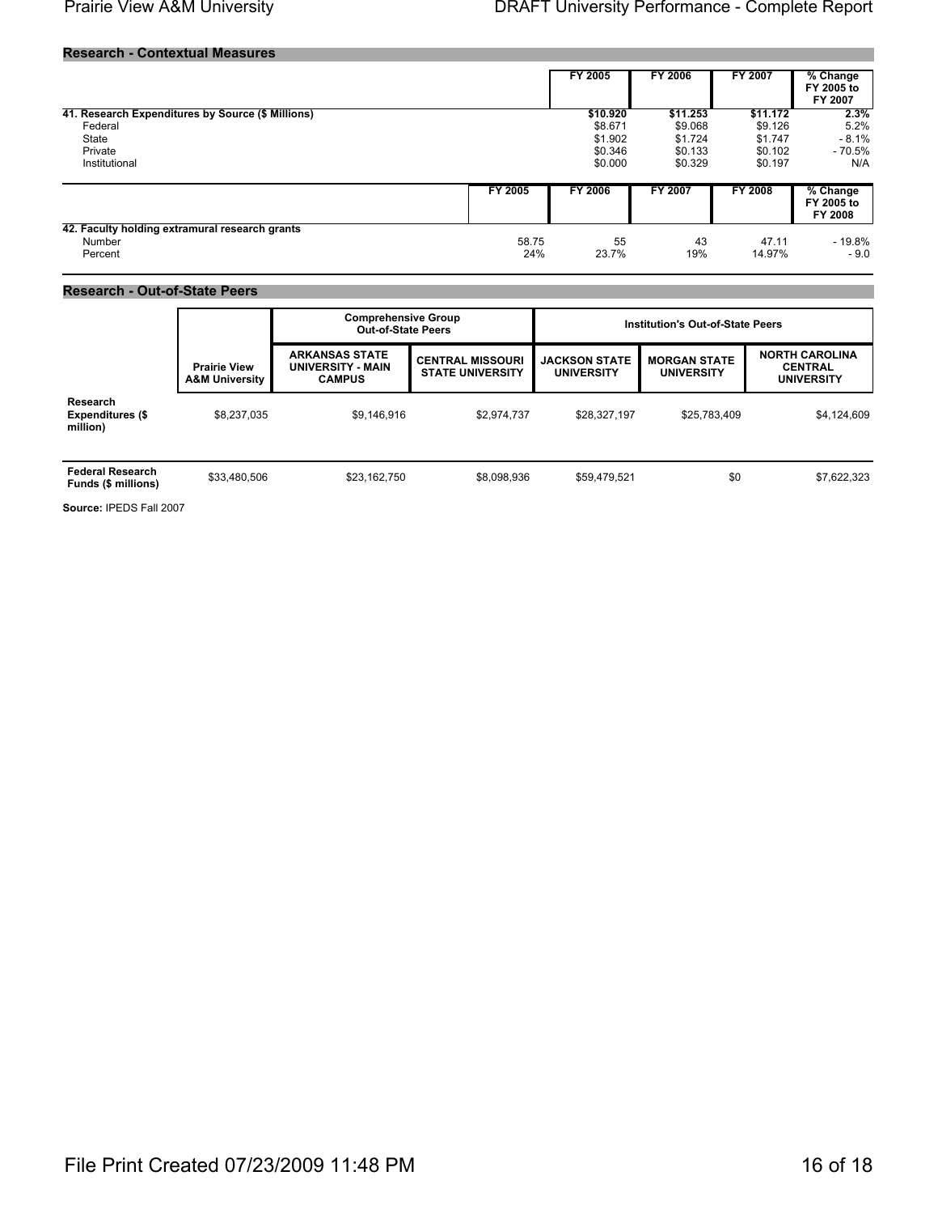## Research - Contextual Measures

| | FY 2005 | FY 2006 | FY 2007 | % Change FY 2005 to FY 2007 |
|---|---|---|---|---|
| **41. Research Expenditures by Source ($ Millions)** | **$10.920** | **$11.253** | **$11.172** | **2.3%** |
| Federal | $8.671 | $9.068 | $9.126 | 5.2% |
| State | $1.902 | $1.724 | $1.747 | - 8.1% |
| Private | $0.346 | $0.133 | $0.102 | - 70.5% |
| Institutional | $0.000 | $0.329 | $0.197 | N/A |

| | FY 2005 | FY 2006 | FY 2007 | FY 2008 | % Change FY 2005 to FY 2008 |
|---|---|---|---|---|---|
| **42. Faculty holding extramural research grants** | | | | | |
| Number | 58.75 | 55 | 43 | 47.11 | - 19.8% |
| Percent | 24% | 23.7% | 19% | 14.97% | - 9.0 |

## Research - Out-of-State Peers

| | | Comprehensive Group Out-of-State Peers | | Institution's Out-of-State Peers | | |
|---|---|---|---|---|---|---|
| | **Prairie View A&M University** | **ARKANSAS STATE UNIVERSITY - MAIN CAMPUS** | **CENTRAL MISSOURI STATE UNIVERSITY** | **JACKSON STATE UNIVERSITY** | **MORGAN STATE UNIVERSITY** | **NORTH CAROLINA CENTRAL UNIVERSITY** |
| **Research Expenditures ($ million)** | $8,237,035 | $9,146,916 | $2,974,737 | $28,327,197 | $25,783,409 | $4,124,609 |
| **Federal Research Funds ($ millions)** | $33,480,506 | $23,162,750 | $8,098,936 | $59,479,521 | $0 | $7,622,323 |

**Source:** IPEDS Fall 2007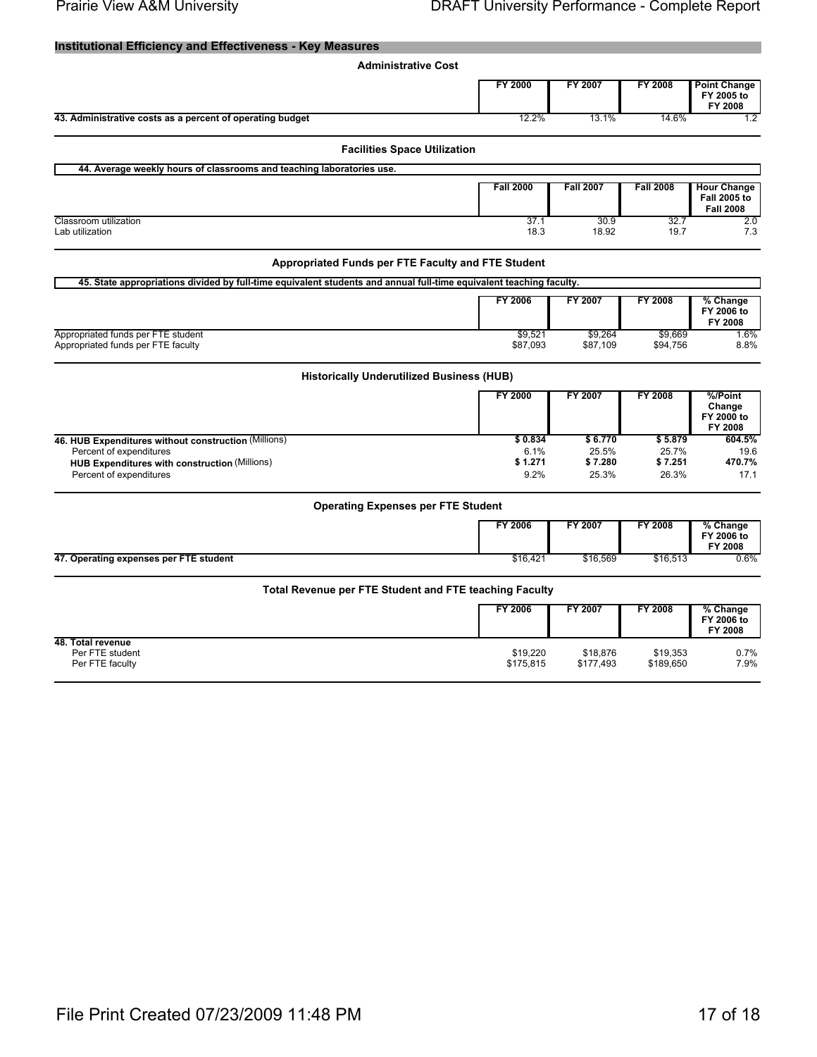## Institutional Efficiency and Effectiveness - Key Measures

### Administrative Cost

| | FY 2000 | FY 2007 | FY 2008 | Point Change FY 2005 to FY 2008 |
|---|---|---|---|---|
| **43. Administrative costs as a percent of operating budget** | 12.2% | 13.1% | 14.6% | 1.2 |

### Facilities Space Utilization

**44. Average weekly hours of classrooms and teaching laboratories use.**

| | Fall 2000 | Fall 2007 | Fall 2008 | Hour Change Fall 2005 to Fall 2008 |
|---|---|---|---|---|
| Classroom utilization | 37.1 | 30.9 | 32.7 | 2.0 |
| Lab utilization | 18.3 | 18.92 | 19.7 | 7.3 |

### Appropriated Funds per FTE Faculty and FTE Student

**45. State appropriations divided by full-time equivalent students and annual full-time equivalent teaching faculty.**

| | FY 2006 | FY 2007 | FY 2008 | % Change FY 2006 to FY 2008 |
|---|---|---|---|---|
| Appropriated funds per FTE student | $9,521 | $9,264 | $9,669 | 1.6% |
| Appropriated funds per FTE faculty | $87,093 | $87,109 | $94,756 | 8.8% |

### Historically Underutilized Business (HUB)

| | FY 2000 | FY 2007 | FY 2008 | %/Point Change FY 2000 to FY 2008 |
|---|---|---|---|---|
| **46. HUB Expenditures without construction** (Millions) | **$ 0.834** | **$ 6.770** | **$ 5.879** | **604.5%** |
| Percent of expenditures | 6.1% | 25.5% | 25.7% | 19.6 |
| **HUB Expenditures with construction** (Millions) | **$ 1.271** | **$ 7.280** | **$ 7.251** | **470.7%** |
| Percent of expenditures | 9.2% | 25.3% | 26.3% | 17.1 |

### Operating Expenses per FTE Student

| | FY 2006 | FY 2007 | FY 2008 | % Change FY 2006 to FY 2008 |
|---|---|---|---|---|
| **47. Operating expenses per FTE student** | $16,421 | $16,569 | $16,513 | 0.6% |

### Total Revenue per FTE Student and FTE teaching Faculty

| | FY 2006 | FY 2007 | FY 2008 | % Change FY 2006 to FY 2008 |
|---|---|---|---|---|
| **48. Total revenue** | | | | |
| Per FTE student | $19,220 | $18,876 | $19,353 | 0.7% |
| Per FTE faculty | $175,815 | $177,493 | $189,650 | 7.9% |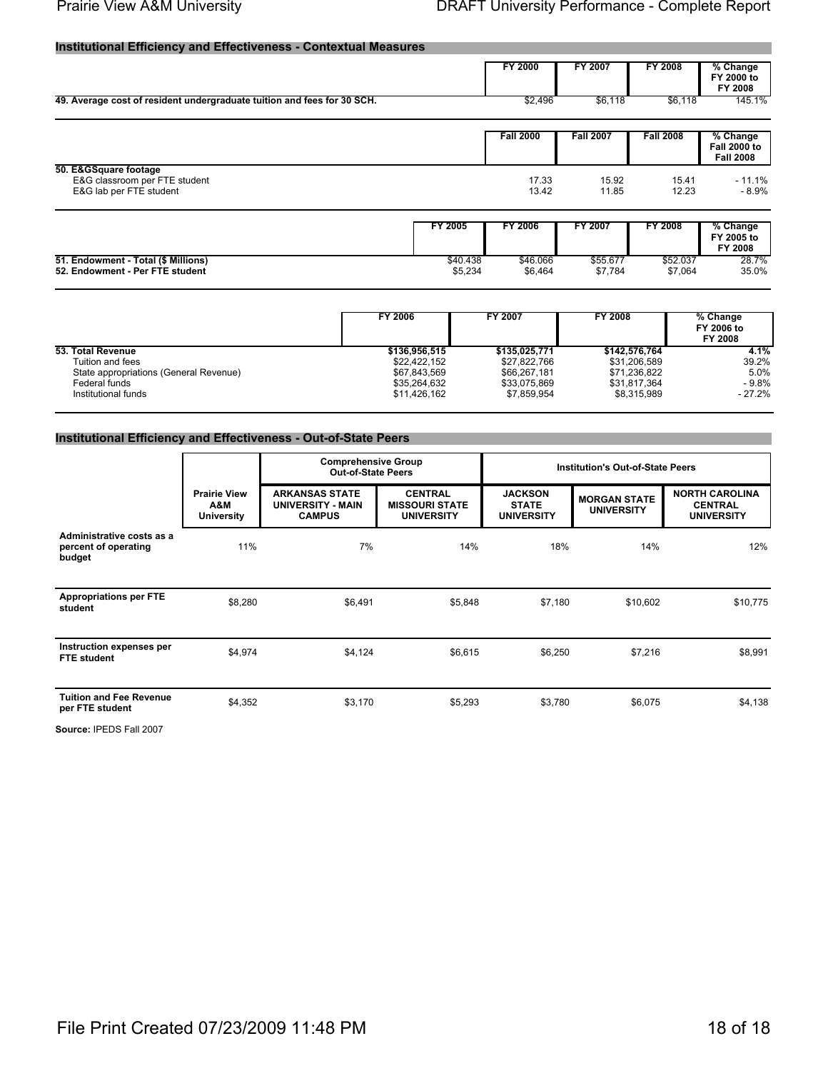## Institutional Efficiency and Effectiveness - Contextual Measures

| | FY 2000 | FY 2007 | FY 2008 | % Change FY 2000 to FY 2008 |
|---|---|---|---|---|
| **49. Average cost of resident undergraduate tuition and fees for 30 SCH.** | $2,496 | $6,118 | $6,118 | 145.1% |

| | Fall 2000 | Fall 2007 | Fall 2008 | % Change Fall 2000 to Fall 2008 |
|---|---|---|---|---|
| **50. E&GSquare footage** | | | | |
| E&G classroom per FTE student | 17.33 | 15.92 | 15.41 | - 11.1% |
| E&G lab per FTE student | 13.42 | 11.85 | 12.23 | - 8.9% |

| | FY 2005 | FY 2006 | FY 2007 | FY 2008 | % Change FY 2005 to FY 2008 |
|---|---|---|---|---|---|
| **51. Endowment - Total ($ Millions)** | $40.438 | $46.066 | $55.677 | $52.037 | 28.7% |
| **52. Endowment - Per FTE student** | $5,234 | $6,464 | $7,784 | $7,064 | 35.0% |

| | FY 2006 | FY 2007 | FY 2008 | % Change FY 2006 to FY 2008 |
|---|---|---|---|---|
| **53. Total Revenue** | **$136,956,515** | **$135,025,771** | **$142,576,764** | **4.1%** |
| Tuition and fees | $22,422,152 | $27,822,766 | $31,206,589 | 39.2% |
| State appropriations (General Revenue) | $67,843,569 | $66,267,181 | $71,236,822 | 5.0% |
| Federal funds | $35,264,632 | $33,075,869 | $31,817,364 | - 9.8% |
| Institutional funds | $11,426,162 | $7,859,954 | $8,315,989 | - 27.2% |

## Institutional Efficiency and Effectiveness - Out-of-State Peers

| | | Comprehensive Group Out-of-State Peers | | Institution's Out-of-State Peers | | |
|---|---|---|---|---|---|---|
| | Prairie View A&M University | ARKANSAS STATE UNIVERSITY - MAIN CAMPUS | CENTRAL MISSOURI STATE UNIVERSITY | JACKSON STATE UNIVERSITY | MORGAN STATE UNIVERSITY | NORTH CAROLINA CENTRAL UNIVERSITY |
| **Administrative costs as a percent of operating budget** | 11% | 7% | 14% | 18% | 14% | 12% |
| **Appropriations per FTE student** | $8,280 | $6,491 | $5,848 | $7,180 | $10,602 | $10,775 |
| **Instruction expenses per FTE student** | $4,974 | $4,124 | $6,615 | $6,250 | $7,216 | $8,991 |
| **Tuition and Fee Revenue per FTE student** | $4,352 | $3,170 | $5,293 | $3,780 | $6,075 | $4,138 |

**Source:** IPEDS Fall 2007